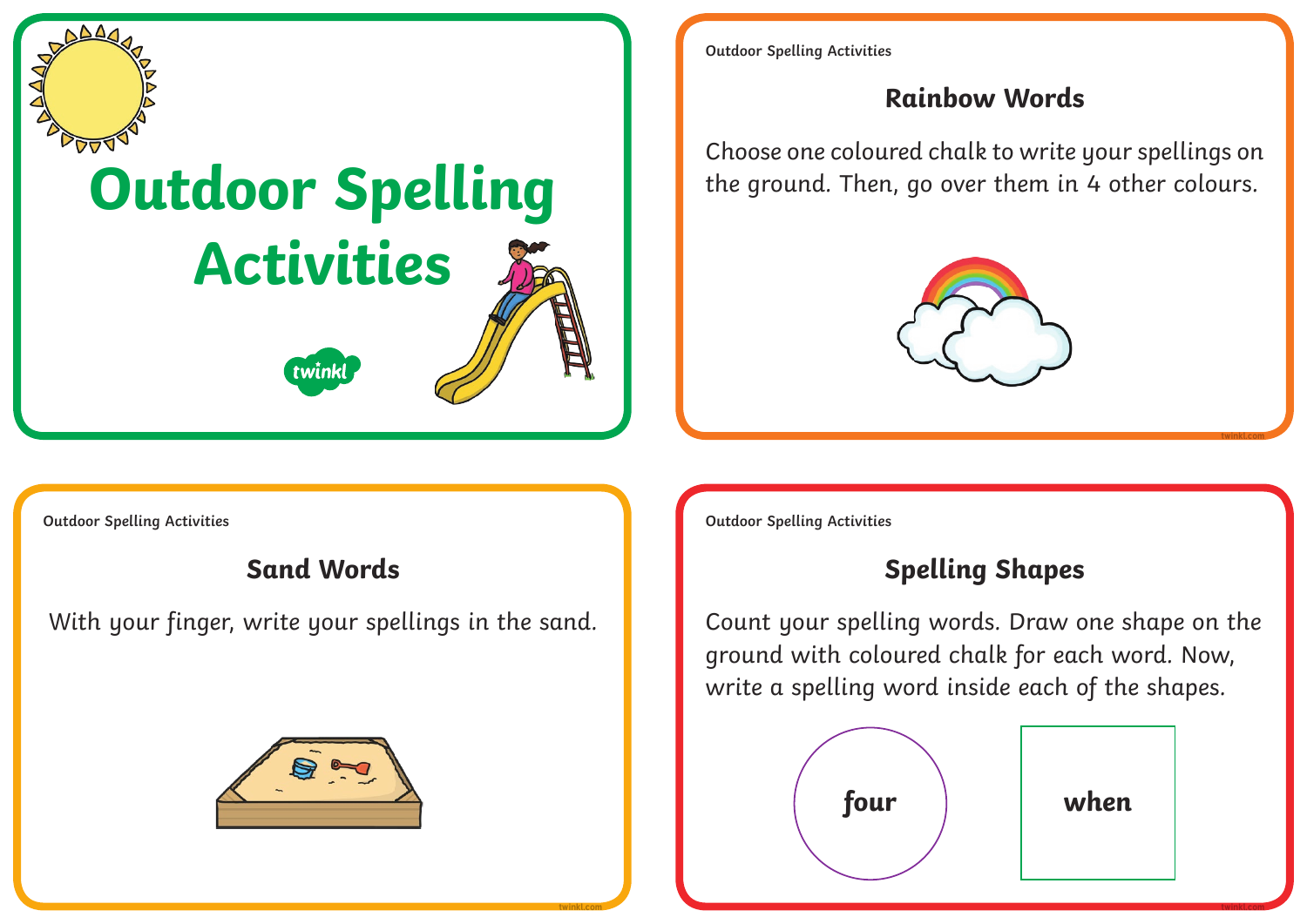# Outdoor Spelling Activities

twinkl

## Rainbow Words

Choose one coloured chalk to write your spellings on the ground. Then, go over them in 4 other colours.

## Sand Words

With your finger, write your spellings in the sand.

## Spelling Shapes

Count your spelling words. Draw one shape on the ground with coloured chalk for each word. Now, write a spelling word inside each of the shapes.

**four**

**when**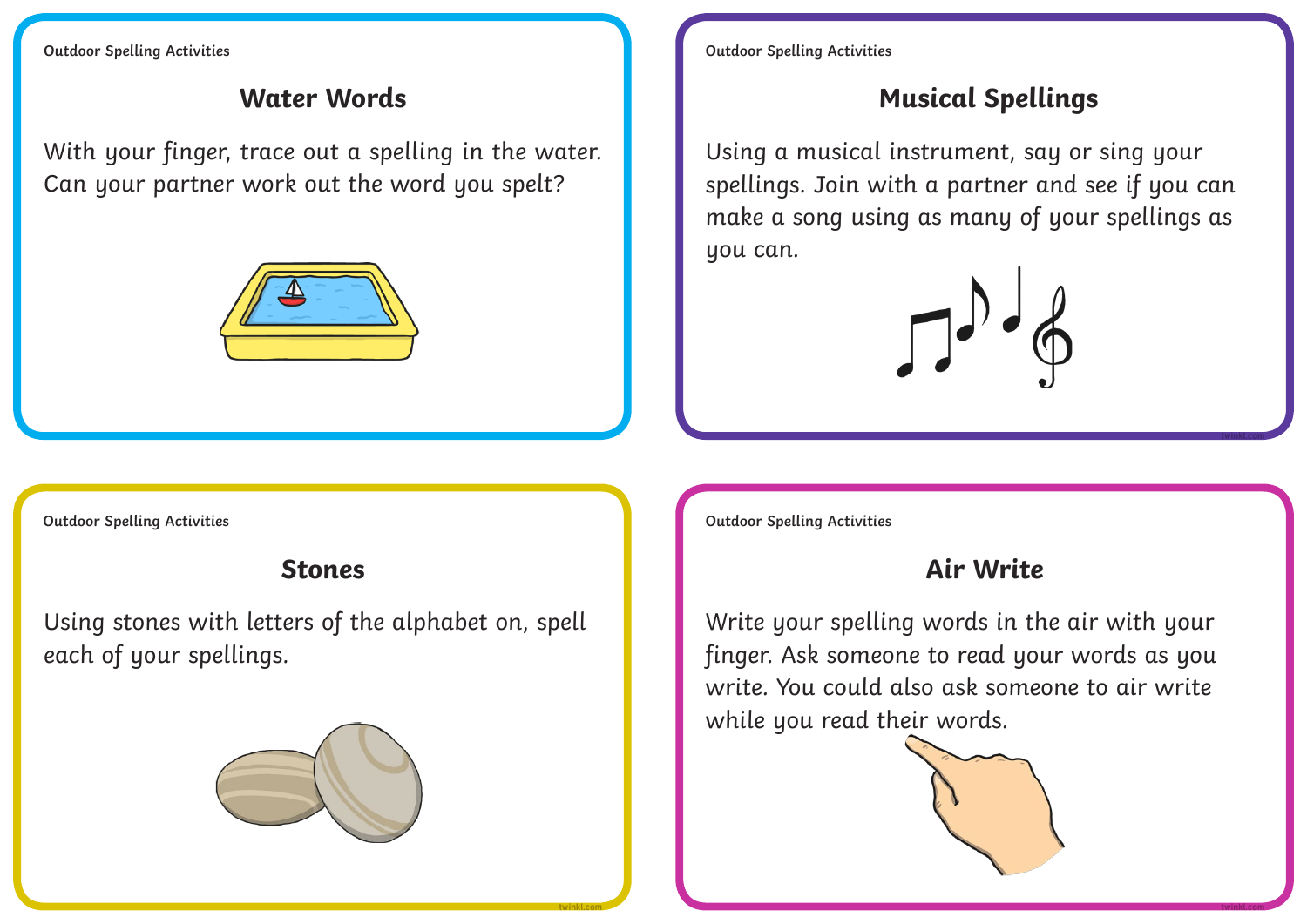Outdoor Spelling Activities

## Water Words

With your finger, trace out a spelling in the water. Can your partner work out the word you spelt?

Outdoor Spelling Activities

## Musical Spellings

Using a musical instrument, say or sing your spellings. Join with a partner and see if you can make a song using as many of your spellings as you can.

Outdoor Spelling Activities

## Stones

Using stones with letters of the alphabet on, spell each of your spellings.

Outdoor Spelling Activities

## Air Write

Write your spelling words in the air with your finger. Ask someone to read your words as you write. You could also ask someone to air write while you read their words.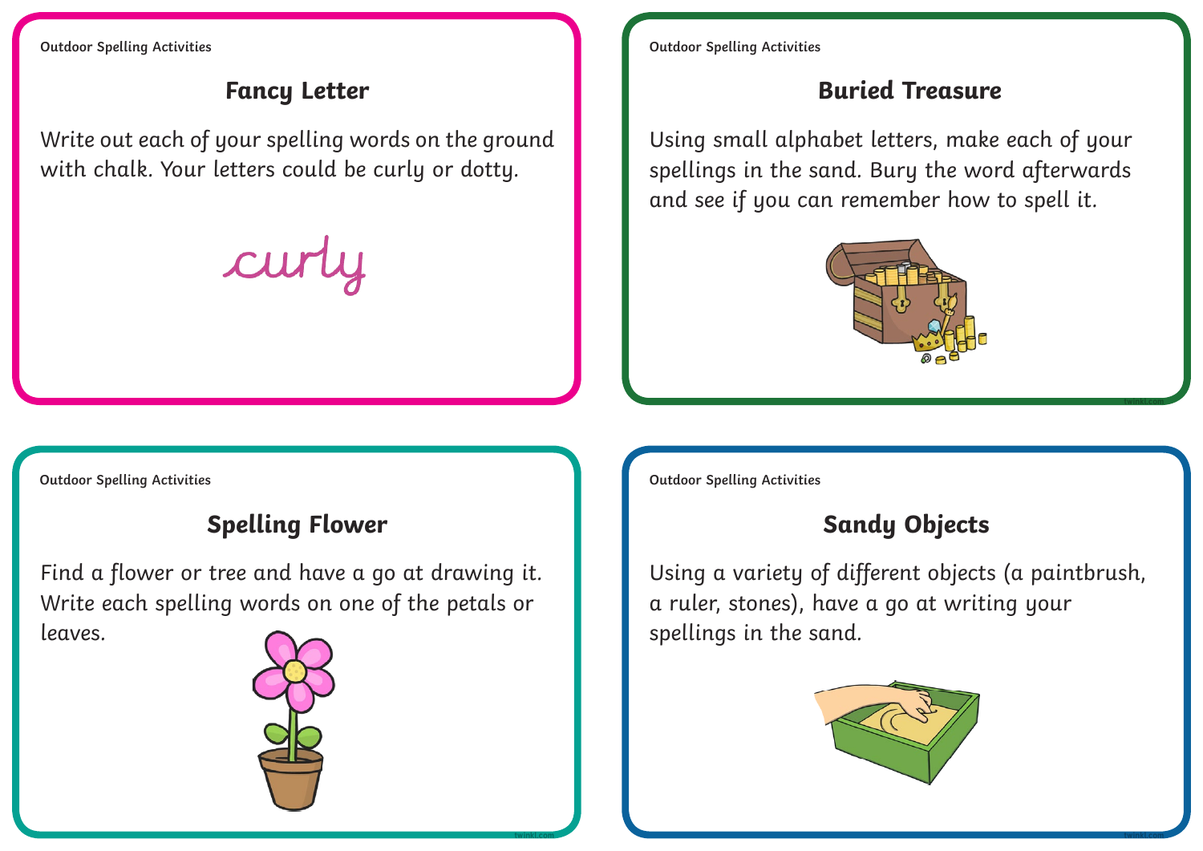Outdoor Spelling Activities

## Fancy Letter

Write out each of your spelling words on the ground with chalk. Your letters could be curly or dotty.

curly

Outdoor Spelling Activities

## Buried Treasure

Using small alphabet letters, make each of your spellings in the sand. Bury the word afterwards and see if you can remember how to spell it.

Outdoor Spelling Activities

## Spelling Flower

Find a flower or tree and have a go at drawing it. Write each spelling words on one of the petals or leaves.

Outdoor Spelling Activities

## Sandy Objects

Using a variety of different objects (a paintbrush, a ruler, stones), have a go at writing your spellings in the sand.